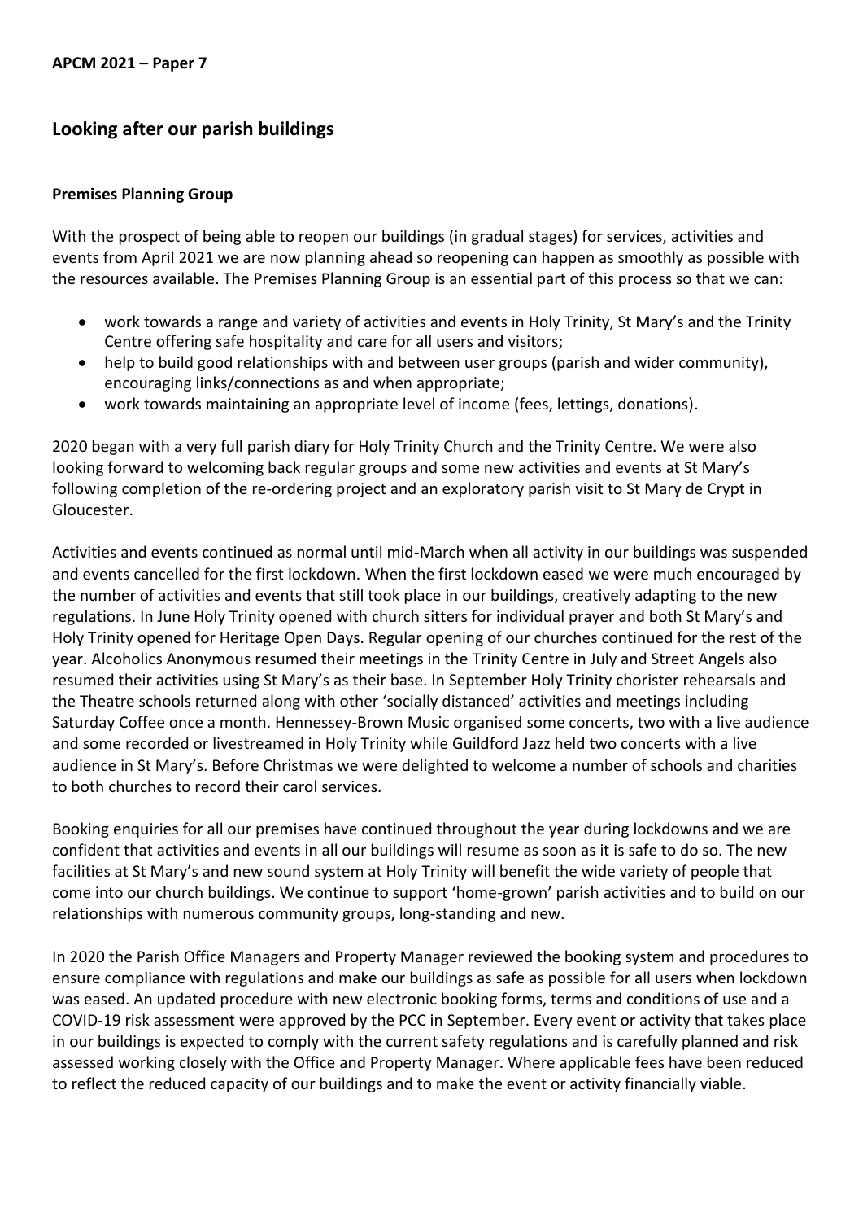**APCM 2021 – Paper 7**

## Looking after our parish buildings

### Premises Planning Group

With the prospect of being able to reopen our buildings (in gradual stages) for services, activities and events from April 2021 we are now planning ahead so reopening can happen as smoothly as possible with the resources available. The Premises Planning Group is an essential part of this process so that we can:

- work towards a range and variety of activities and events in Holy Trinity, St Mary's and the Trinity Centre offering safe hospitality and care for all users and visitors;
- help to build good relationships with and between user groups (parish and wider community), encouraging links/connections as and when appropriate;
- work towards maintaining an appropriate level of income (fees, lettings, donations).

2020 began with a very full parish diary for Holy Trinity Church and the Trinity Centre. We were also looking forward to welcoming back regular groups and some new activities and events at St Mary's following completion of the re-ordering project and an exploratory parish visit to St Mary de Crypt in Gloucester.

Activities and events continued as normal until mid-March when all activity in our buildings was suspended and events cancelled for the first lockdown. When the first lockdown eased we were much encouraged by the number of activities and events that still took place in our buildings, creatively adapting to the new regulations. In June Holy Trinity opened with church sitters for individual prayer and both St Mary's and Holy Trinity opened for Heritage Open Days. Regular opening of our churches continued for the rest of the year. Alcoholics Anonymous resumed their meetings in the Trinity Centre in July and Street Angels also resumed their activities using St Mary's as their base. In September Holy Trinity chorister rehearsals and the Theatre schools returned along with other 'socially distanced' activities and meetings including Saturday Coffee once a month. Hennessey-Brown Music organised some concerts, two with a live audience and some recorded or livestreamed in Holy Trinity while Guildford Jazz held two concerts with a live audience in St Mary's. Before Christmas we were delighted to welcome a number of schools and charities to both churches to record their carol services.

Booking enquiries for all our premises have continued throughout the year during lockdowns and we are confident that activities and events in all our buildings will resume as soon as it is safe to do so. The new facilities at St Mary's and new sound system at Holy Trinity will benefit the wide variety of people that come into our church buildings. We continue to support 'home-grown' parish activities and to build on our relationships with numerous community groups, long-standing and new.

In 2020 the Parish Office Managers and Property Manager reviewed the booking system and procedures to ensure compliance with regulations and make our buildings as safe as possible for all users when lockdown was eased. An updated procedure with new electronic booking forms, terms and conditions of use and a COVID-19 risk assessment were approved by the PCC in September. Every event or activity that takes place in our buildings is expected to comply with the current safety regulations and is carefully planned and risk assessed working closely with the Office and Property Manager. Where applicable fees have been reduced to reflect the reduced capacity of our buildings and to make the event or activity financially viable.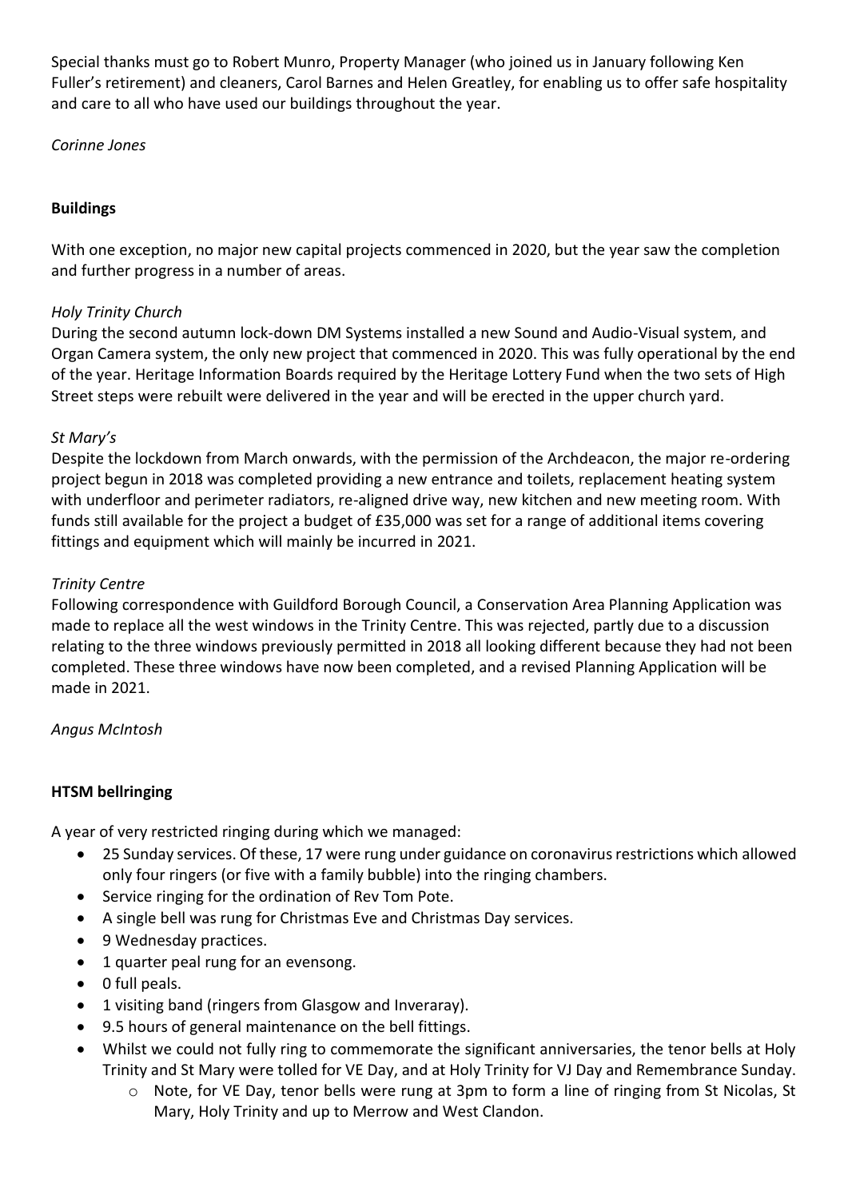Special thanks must go to Robert Munro, Property Manager (who joined us in January following Ken Fuller's retirement) and cleaners, Carol Barnes and Helen Greatley, for enabling us to offer safe hospitality and care to all who have used our buildings throughout the year.

*Corinne Jones*

**Buildings**

With one exception, no major new capital projects commenced in 2020, but the year saw the completion and further progress in a number of areas.

*Holy Trinity Church*
During the second autumn lock-down DM Systems installed a new Sound and Audio-Visual system, and Organ Camera system, the only new project that commenced in 2020. This was fully operational by the end of the year. Heritage Information Boards required by the Heritage Lottery Fund when the two sets of High Street steps were rebuilt were delivered in the year and will be erected in the upper church yard.

*St Mary's*
Despite the lockdown from March onwards, with the permission of the Archdeacon, the major re-ordering project begun in 2018 was completed providing a new entrance and toilets, replacement heating system with underfloor and perimeter radiators, re-aligned drive way, new kitchen and new meeting room. With funds still available for the project a budget of £35,000 was set for a range of additional items covering fittings and equipment which will mainly be incurred in 2021.

*Trinity Centre*
Following correspondence with Guildford Borough Council, a Conservation Area Planning Application was made to replace all the west windows in the Trinity Centre. This was rejected, partly due to a discussion relating to the three windows previously permitted in 2018 all looking different because they had not been completed. These three windows have now been completed, and a revised Planning Application will be made in 2021.

*Angus McIntosh*

**HTSM bellringing**

A year of very restricted ringing during which we managed:

- 25 Sunday services. Of these, 17 were rung under guidance on coronavirus restrictions which allowed only four ringers (or five with a family bubble) into the ringing chambers.
- Service ringing for the ordination of Rev Tom Pote.
- A single bell was rung for Christmas Eve and Christmas Day services.
- 9 Wednesday practices.
- 1 quarter peal rung for an evensong.
- 0 full peals.
- 1 visiting band (ringers from Glasgow and Inveraray).
- 9.5 hours of general maintenance on the bell fittings.
- Whilst we could not fully ring to commemorate the significant anniversaries, the tenor bells at Holy Trinity and St Mary were tolled for VE Day, and at Holy Trinity for VJ Day and Remembrance Sunday.
  - Note, for VE Day, tenor bells were rung at 3pm to form a line of ringing from St Nicolas, St Mary, Holy Trinity and up to Merrow and West Clandon.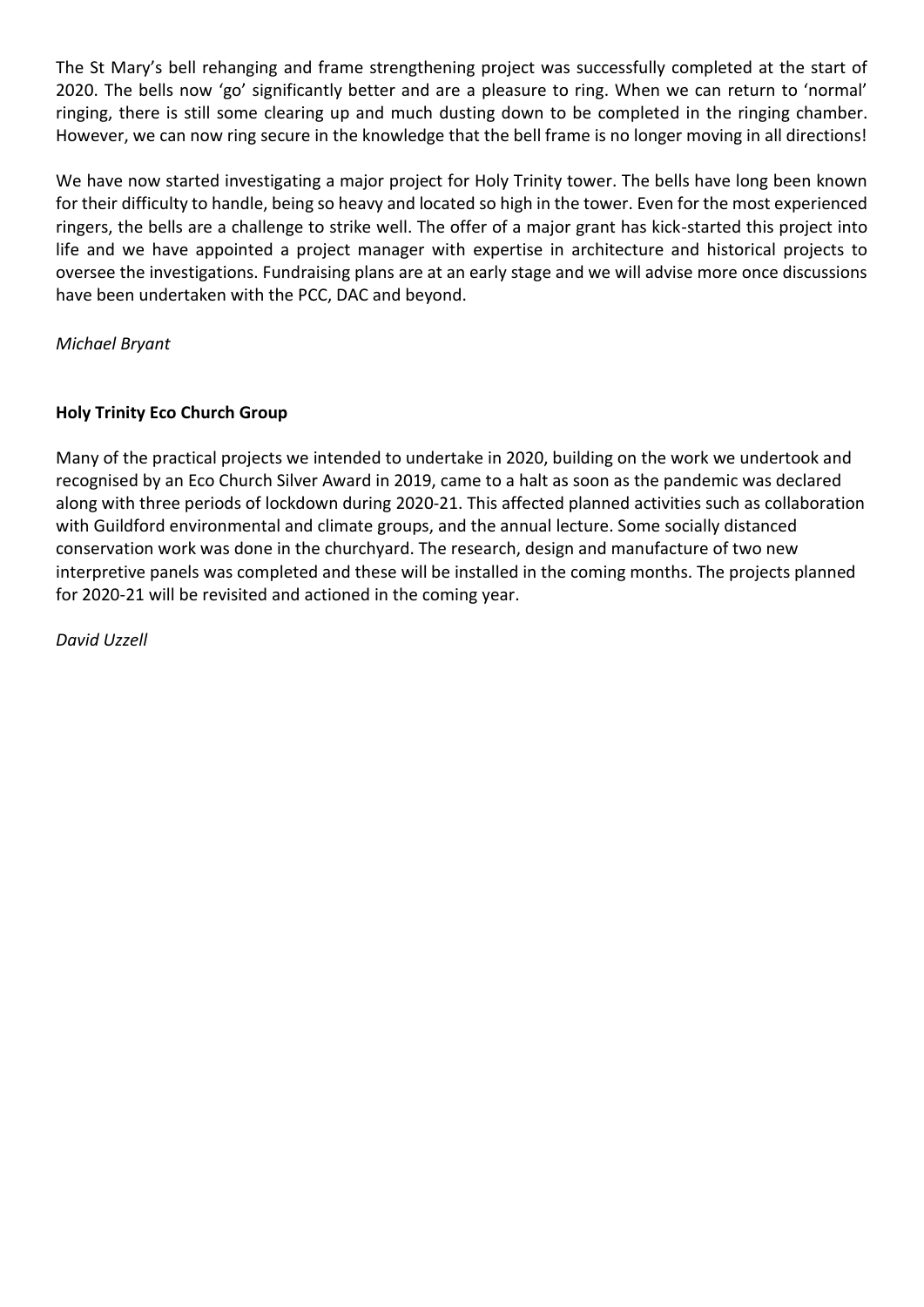The St Mary's bell rehanging and frame strengthening project was successfully completed at the start of 2020. The bells now 'go' significantly better and are a pleasure to ring. When we can return to 'normal' ringing, there is still some clearing up and much dusting down to be completed in the ringing chamber. However, we can now ring secure in the knowledge that the bell frame is no longer moving in all directions!

We have now started investigating a major project for Holy Trinity tower. The bells have long been known for their difficulty to handle, being so heavy and located so high in the tower. Even for the most experienced ringers, the bells are a challenge to strike well. The offer of a major grant has kick-started this project into life and we have appointed a project manager with expertise in architecture and historical projects to oversee the investigations. Fundraising plans are at an early stage and we will advise more once discussions have been undertaken with the PCC, DAC and beyond.

*Michael Bryant*

**Holy Trinity Eco Church Group**

Many of the practical projects we intended to undertake in 2020, building on the work we undertook and recognised by an Eco Church Silver Award in 2019, came to a halt as soon as the pandemic was declared along with three periods of lockdown during 2020-21. This affected planned activities such as collaboration with Guildford environmental and climate groups, and the annual lecture. Some socially distanced conservation work was done in the churchyard. The research, design and manufacture of two new interpretive panels was completed and these will be installed in the coming months. The projects planned for 2020-21 will be revisited and actioned in the coming year.

*David Uzzell*